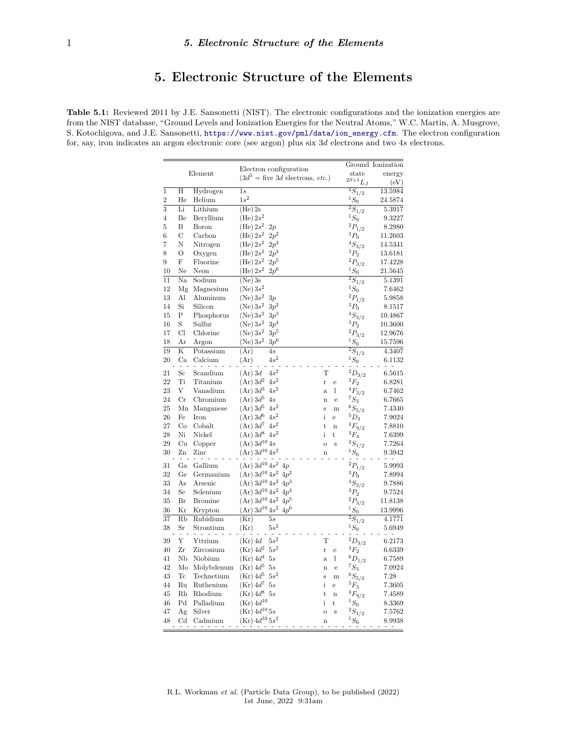# 5. Electronic Structure of the Elements

**Table 5.1:** Reviewed 2011 by J.E. Sansonetti (NIST). The electronic configurations and the ionization energies are from the NIST database, "Ground Levels and Ionization Energies for the Neutral Atoms," W.C. Martin, A. Musgrove, S. Kotochigova, and J.E. Sansonetti, https://www.nist.gov/pml/data/ion_energy.cfm. The electron configuration for, say, iron indicates an argon electronic core (see argon) plus six $3d$ electrons and two $4s$ electrons.

| | Element | | Electron configuration ($3d^5$ = five $3d$ electrons, *etc.*) | | Ground state $^{2S+1}L_J$ | Ionization energy (eV) |
|---|---|---|---|---|---|---|
| 1 | H | Hydrogen | $1s$ | | $^2S_{1/2}$ | 13.5984 |
| 2 | He | Helium | $1s^2$ | | $^1S_0$ | 24.5874 |
| 3 | Li | Lithium | (He) $2s$ | | $^2S_{1/2}$ | 5.3917 |
| 4 | Be | Beryllium | (He) $2s^2$ | | $^1S_0$ | 9.3227 |
| 5 | B | Boron | (He) $2s^2$ $2p$ | | $^2P_{1/2}$ | 8.2980 |
| 6 | C | Carbon | (He) $2s^2$ $2p^2$ | | $^3P_0$ | 11.2603 |
| 7 | N | Nitrogen | (He) $2s^2$ $2p^3$ | | $^4S_{3/2}$ | 14.5341 |
| 8 | O | Oxygen | (He) $2s^2$ $2p^4$ | | $^3P_2$ | 13.6181 |
| 9 | F | Fluorine | (He) $2s^2$ $2p^5$ | | $^2P_{3/2}$ | 17.4228 |
| 10 | Ne | Neon | (He) $2s^2$ $2p^6$ | | $^1S_0$ | 21.5645 |
| 11 | Na | Sodium | (Ne) $3s$ | | $^2S_{1/2}$ | 5.1391 |
| 12 | Mg | Magnesium | (Ne) $3s^2$ | | $^1S_0$ | 7.6462 |
| 13 | Al | Aluminum | (Ne) $3s^2$ $3p$ | | $^2P_{1/2}$ | 5.9858 |
| 14 | Si | Silicon | (Ne) $3s^2$ $3p^2$ | | $^3P_0$ | 8.1517 |
| 15 | P | Phosphorus | (Ne) $3s^2$ $3p^3$ | | $^4S_{3/2}$ | 10.4867 |
| 16 | S | Sulfur | (Ne) $3s^2$ $3p^4$ | | $^3P_2$ | 10.3600 |
| 17 | Cl | Chlorine | (Ne) $3s^2$ $3p^5$ | | $^2P_{3/2}$ | 12.9676 |
| 18 | Ar | Argon | (Ne) $3s^2$ $3p^6$ | | $^1S_0$ | 15.7596 |
| 19 | K | Potassium | (Ar) $4s$ | | $^2S_{1/2}$ | 4.3407 |
| 20 | Ca | Calcium | (Ar) $4s^2$ | | $^1S_0$ | 6.1132 |
| 21 | Sc | Scandium | (Ar) $3d$ $4s^2$ | T | $^2D_{3/2}$ | 6.5615 |
| 22 | Ti | Titanium | (Ar) $3d^2$ $4s^2$ | r e | $^3F_2$ | 6.8281 |
| 23 | V | Vanadium | (Ar) $3d^3$ $4s^2$ | a l | $^4F_{3/2}$ | 6.7462 |
| 24 | Cr | Chromium | (Ar) $3d^5$ $4s$ | n e | $^7S_3$ | 6.7665 |
| 25 | Mn | Manganese | (Ar) $3d^5$ $4s^2$ | s m | $^6S_{5/2}$ | 7.4340 |
| 26 | Fe | Iron | (Ar) $3d^6$ $4s^2$ | i e | $^5D_4$ | 7.9024 |
| 27 | Co | Cobalt | (Ar) $3d^7$ $4s^2$ | t n | $^4F_{9/2}$ | 7.8810 |
| 28 | Ni | Nickel | (Ar) $3d^8$ $4s^2$ | i t | $^3F_4$ | 7.6399 |
| 29 | Cu | Copper | (Ar) $3d^{10}$ $4s$ | o s | $^2S_{1/2}$ | 7.7264 |
| 30 | Zn | Zinc | (Ar) $3d^{10}$ $4s^2$ | n | $^1S_0$ | 9.3942 |
| 31 | Ga | Gallium | (Ar) $3d^{10}$ $4s^2$ $4p$ | | $^2P_{1/2}$ | 5.9993 |
| 32 | Ge | Germanium | (Ar) $3d^{10}$ $4s^2$ $4p^2$ | | $^3P_0$ | 7.8994 |
| 33 | As | Arsenic | (Ar) $3d^{10}$ $4s^2$ $4p^3$ | | $^4S_{3/2}$ | 9.7886 |
| 34 | Se | Selenium | (Ar) $3d^{10}$ $4s^2$ $4p^4$ | | $^3P_2$ | 9.7524 |
| 35 | Br | Bromine | (Ar) $3d^{10}$ $4s^2$ $4p^5$ | | $^2P_{3/2}$ | 11.8138 |
| 36 | Kr | Krypton | (Ar) $3d^{10}$ $4s^2$ $4p^6$ | | $^1S_0$ | 13.9996 |
| 37 | Rb | Rubidium | (Kr) $5s$ | | $^2S_{1/2}$ | 4.1771 |
| 38 | Sr | Strontium | (Kr) $5s^2$ | | $^1S_0$ | 5.6949 |
| 39 | Y | Yttrium | (Kr) $4d$ $5s^2$ | T | $^2D_{3/2}$ | 6.2173 |
| 40 | Zr | Zirconium | (Kr) $4d^2$ $5s^2$ | r e | $^3F_2$ | 6.6339 |
| 41 | Nb | Niobium | (Kr) $4d^4$ $5s$ | a l | $^6D_{1/2}$ | 6.7589 |
| 42 | Mo | Molybdenum | (Kr) $4d^5$ $5s$ | n e | $^7S_3$ | 7.0924 |
| 43 | Tc | Technetium | (Kr) $4d^5$ $5s^2$ | s m | $^6S_{5/2}$ | 7.28 |
| 44 | Ru | Ruthenium | (Kr) $4d^7$ $5s$ | i e | $^5F_5$ | 7.3605 |
| 45 | Rh | Rhodium | (Kr) $4d^8$ $5s$ | t n | $^4F_{9/2}$ | 7.4589 |
| 46 | Pd | Palladium | (Kr) $4d^{10}$ | i t | $^1S_0$ | 8.3369 |
| 47 | Ag | Silver | (Kr) $4d^{10}$ $5s$ | o s | $^2S_{1/2}$ | 7.5762 |
| 48 | Cd | Cadmium | (Kr) $4d^{10}$ $5s^2$ | n | $^1S_0$ | 8.9938 |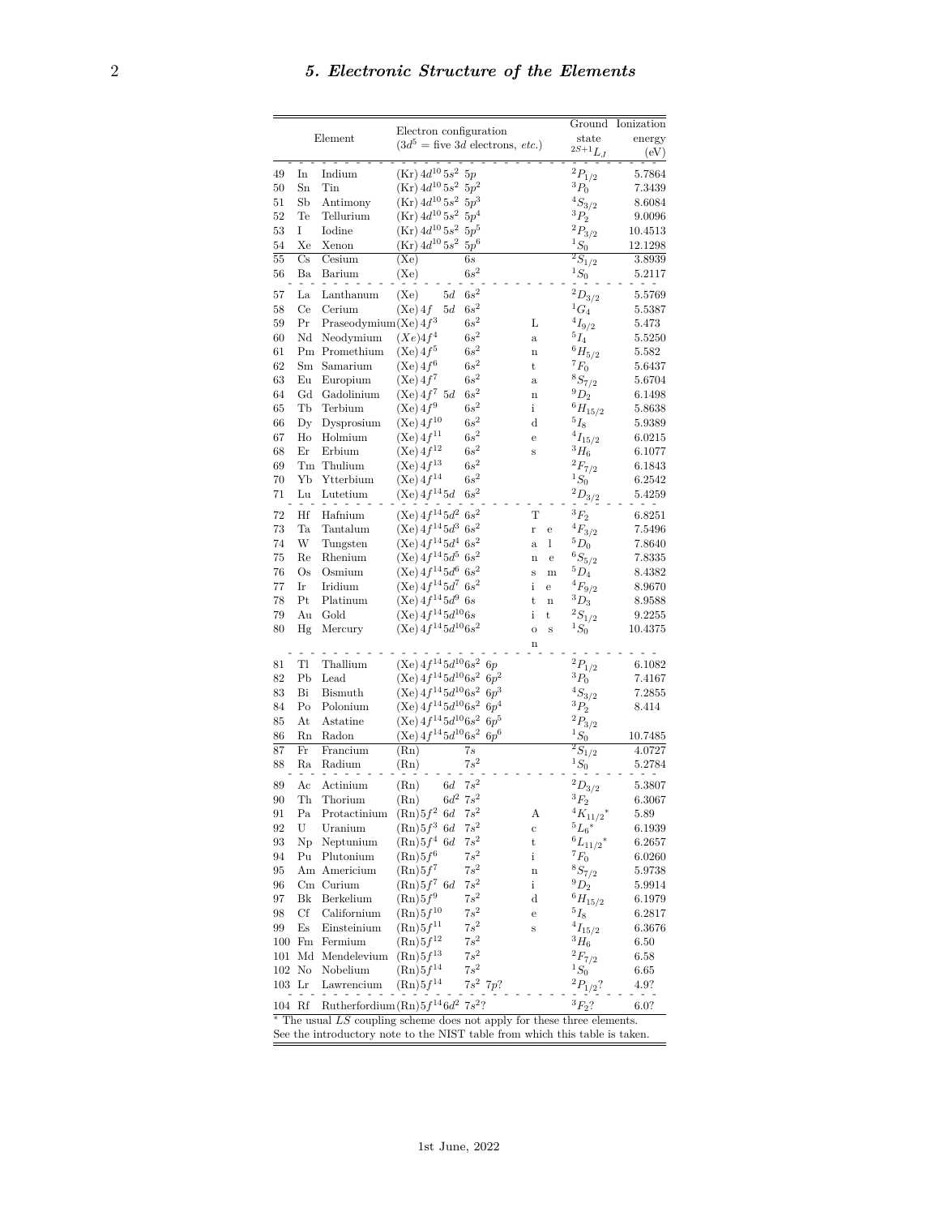## 5. Electronic Structure of the Elements

| | | Element | Electron configuration ($3d^5$ = five $3d$ electrons, *etc.*) | | Ground state $^{2S+1}L_J$ | Ionization energy (eV) |
|---|---|---|---|---|---|---|
| 49 | In | Indium | (Kr) $4d^{10}5s^2\ 5p$ | | $^2P_{1/2}$ | 5.7864 |
| 50 | Sn | Tin | (Kr) $4d^{10}5s^2\ 5p^2$ | | $^3P_0$ | 7.3439 |
| 51 | Sb | Antimony | (Kr) $4d^{10}5s^2\ 5p^3$ | | $^4S_{3/2}$ | 8.6084 |
| 52 | Te | Tellurium | (Kr) $4d^{10}5s^2\ 5p^4$ | | $^3P_2$ | 9.0096 |
| 53 | I | Iodine | (Kr) $4d^{10}5s^2\ 5p^5$ | | $^2P_{3/2}$ | 10.4513 |
| 54 | Xe | Xenon | (Kr) $4d^{10}5s^2\ 5p^6$ | | $^1S_0$ | 12.1298 |
| 55 | Cs | Cesium | (Xe) $6s$ | | $^2S_{1/2}$ | 3.8939 |
| 56 | Ba | Barium | (Xe) $6s^2$ | | $^1S_0$ | 5.2117 |
| 57 | La | Lanthanum | (Xe) $5d\ 6s^2$ | Lanthanides | $^2D_{3/2}$ | 5.5769 |
| 58 | Ce | Cerium | (Xe) $4f\ 5d\ 6s^2$ | | $^1G_4$ | 5.5387 |
| 59 | Pr | Praseodymium | (Xe) $4f^3\ 6s^2$ | | $^4I_{9/2}$ | 5.473 |
| 60 | Nd | Neodymium | $(Xe)4f^4\ 6s^2$ | | $^5I_4$ | 5.5250 |
| 61 | Pm | Promethium | (Xe) $4f^5\ 6s^2$ | | $^6H_{5/2}$ | 5.582 |
| 62 | Sm | Samarium | (Xe) $4f^6\ 6s^2$ | | $^7F_0$ | 5.6437 |
| 63 | Eu | Europium | (Xe) $4f^7\ 6s^2$ | | $^8S_{7/2}$ | 5.6704 |
| 64 | Gd | Gadolinium | (Xe) $4f^7\ 5d\ 6s^2$ | | $^9D_2$ | 6.1498 |
| 65 | Tb | Terbium | (Xe) $4f^9\ 6s^2$ | | $^6H_{15/2}$ | 5.8638 |
| 66 | Dy | Dysprosium | (Xe) $4f^{10}\ 6s^2$ | | $^5I_8$ | 5.9389 |
| 67 | Ho | Holmium | (Xe) $4f^{11}\ 6s^2$ | | $^4I_{15/2}$ | 6.0215 |
| 68 | Er | Erbium | (Xe) $4f^{12}\ 6s^2$ | | $^3H_6$ | 6.1077 |
| 69 | Tm | Thulium | (Xe) $4f^{13}\ 6s^2$ | | $^2F_{7/2}$ | 6.1843 |
| 70 | Yb | Ytterbium | (Xe) $4f^{14}\ 6s^2$ | | $^1S_0$ | 6.2542 |
| 71 | Lu | Lutetium | (Xe) $4f^{14}5d\ 6s^2$ | | $^2D_{3/2}$ | 5.4259 |
| 72 | Hf | Hafnium | (Xe) $4f^{14}5d^2\ 6s^2$ | Transition elements | $^3F_2$ | 6.8251 |
| 73 | Ta | Tantalum | (Xe) $4f^{14}5d^3\ 6s^2$ | | $^4F_{3/2}$ | 7.5496 |
| 74 | W | Tungsten | (Xe) $4f^{14}5d^4\ 6s^2$ | | $^5D_0$ | 7.8640 |
| 75 | Re | Rhenium | (Xe) $4f^{14}5d^5\ 6s^2$ | | $^6S_{5/2}$ | 7.8335 |
| 76 | Os | Osmium | (Xe) $4f^{14}5d^6\ 6s^2$ | | $^5D_4$ | 8.4382 |
| 77 | Ir | Iridium | (Xe) $4f^{14}5d^7\ 6s^2$ | | $^4F_{9/2}$ | 8.9670 |
| 78 | Pt | Platinum | (Xe) $4f^{14}5d^9\ 6s$ | | $^3D_3$ | 8.9588 |
| 79 | Au | Gold | (Xe) $4f^{14}5d^{10}6s$ | | $^2S_{1/2}$ | 9.2255 |
| 80 | Hg | Mercury | (Xe) $4f^{14}5d^{10}6s^2$ | | $^1S_0$ | 10.4375 |
| 81 | Tl | Thallium | (Xe) $4f^{14}5d^{10}6s^2\ 6p$ | | $^2P_{1/2}$ | 6.1082 |
| 82 | Pb | Lead | (Xe) $4f^{14}5d^{10}6s^2\ 6p^2$ | | $^3P_0$ | 7.4167 |
| 83 | Bi | Bismuth | (Xe) $4f^{14}5d^{10}6s^2\ 6p^3$ | | $^4S_{3/2}$ | 7.2855 |
| 84 | Po | Polonium | (Xe) $4f^{14}5d^{10}6s^2\ 6p^4$ | | $^3P_2$ | 8.414 |
| 85 | At | Astatine | (Xe) $4f^{14}5d^{10}6s^2\ 6p^5$ | | $^2P_{3/2}$ | |
| 86 | Rn | Radon | (Xe) $4f^{14}5d^{10}6s^2\ 6p^6$ | | $^1S_0$ | 10.7485 |
| 87 | Fr | Francium | (Rn) $7s$ | | $^2S_{1/2}$ | 4.0727 |
| 88 | Ra | Radium | (Rn) $7s^2$ | | $^1S_0$ | 5.2784 |
| 89 | Ac | Actinium | (Rn) $6d\ 7s^2$ | Actinides | $^2D_{3/2}$ | 5.3807 |
| 90 | Th | Thorium | (Rn) $6d^2\ 7s^2$ | | $^3F_2$ | 6.3067 |
| 91 | Pa | Protactinium | (Rn) $5f^2\ 6d\ 7s^2$ | | $^4K_{11/2}{}^*$ | 5.89 |
| 92 | U | Uranium | (Rn) $5f^3\ 6d\ 7s^2$ | | $^5L_6{}^*$ | 6.1939 |
| 93 | Np | Neptunium | (Rn) $5f^4\ 6d\ 7s^2$ | | $^6L_{11/2}{}^*$ | 6.2657 |
| 94 | Pu | Plutonium | (Rn) $5f^6\ 7s^2$ | | $^7F_0$ | 6.0260 |
| 95 | Am | Americium | (Rn) $5f^7\ 7s^2$ | | $^8S_{7/2}$ | 5.9738 |
| 96 | Cm | Curium | (Rn) $5f^7\ 6d\ 7s^2$ | | $^9D_2$ | 5.9914 |
| 97 | Bk | Berkelium | (Rn) $5f^9\ 7s^2$ | | $^6H_{15/2}$ | 6.1979 |
| 98 | Cf | Californium | (Rn) $5f^{10}\ 7s^2$ | | $^5I_8$ | 6.2817 |
| 99 | Es | Einsteinium | (Rn) $5f^{11}\ 7s^2$ | | $^4I_{15/2}$ | 6.3676 |
| 100 | Fm | Fermium | (Rn) $5f^{12}\ 7s^2$ | | $^3H_6$ | 6.50 |
| 101 | Md | Mendelevium | (Rn) $5f^{13}\ 7s^2$ | | $^2F_{7/2}$ | 6.58 |
| 102 | No | Nobelium | (Rn) $5f^{14}\ 7s^2$ | | $^1S_0$ | 6.65 |
| 103 | Lr | Lawrencium | (Rn) $5f^{14}\ 7s^2\ 7p$? | | $^2P_{1/2}$? | 4.9? |
| 104 | Rf | Rutherfordium | (Rn) $5f^{14}6d^2\ 7s^2$? | | $^3F_2$? | 6.0? |

\* The usual $LS$ coupling scheme does not apply for these three elements. See the introductory note to the NIST table from which this table is taken.